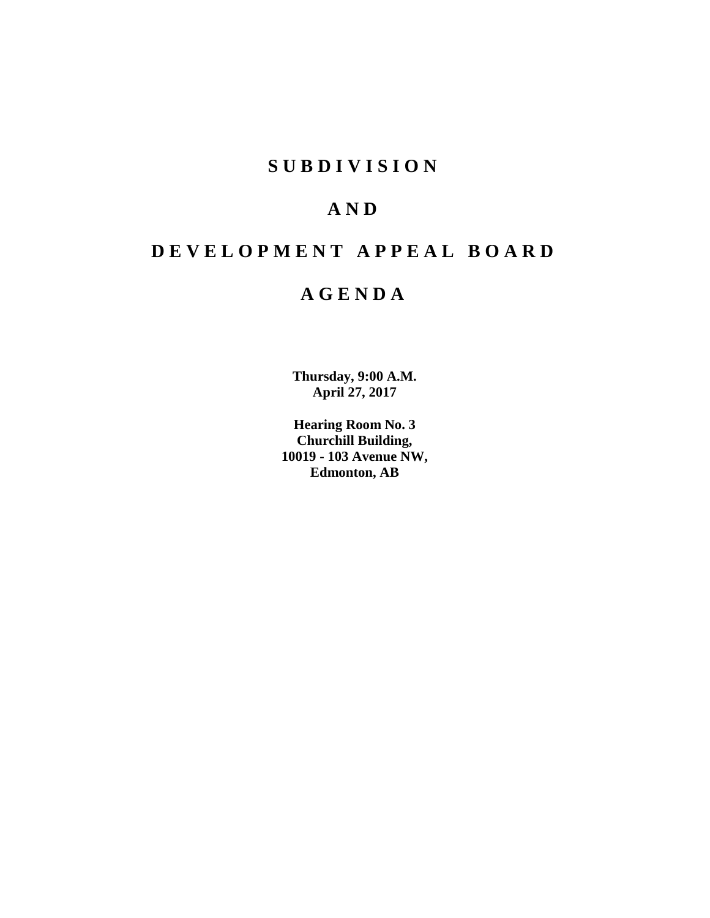# SUBDIVISION

# AND

# DEVELOPMENT APPEAL BOARD

# AGENDA

**Thursday, 9:00 A.M.**
**April 27, 2017**

**Hearing Room No. 3**
**Churchill Building,**
**10019 - 103 Avenue NW,**
**Edmonton, AB**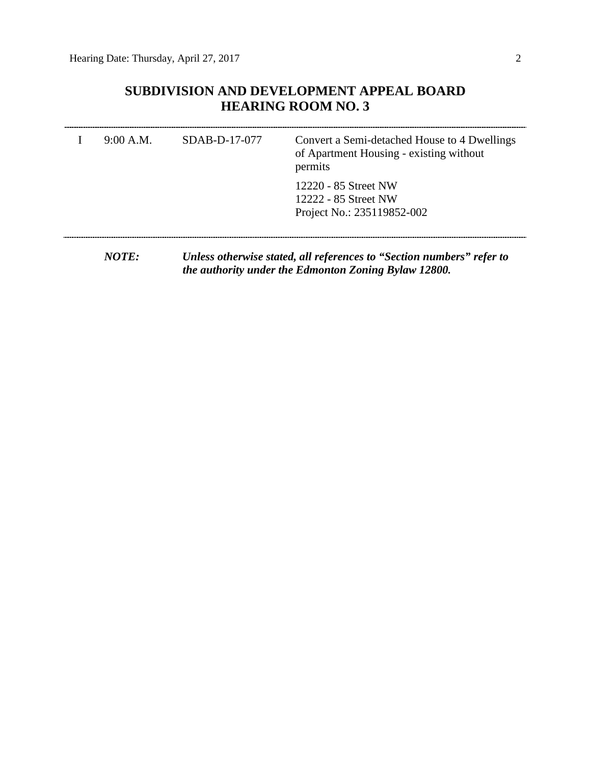## SUBDIVISION AND DEVELOPMENT APPEAL BOARD
## HEARING ROOM NO. 3

---

| | | | |
|---|---|---|---|
| I | 9:00 A.M. | SDAB-D-17-077 | Convert a Semi-detached House to 4 Dwellings of Apartment Housing - existing without permits<br><br>12220 - 85 Street NW<br>12222 - 85 Street NW<br>Project No.: 235119852-002 |

---

***NOTE:*** ***Unless otherwise stated, all references to "Section numbers" refer to the authority under the Edmonton Zoning Bylaw 12800.***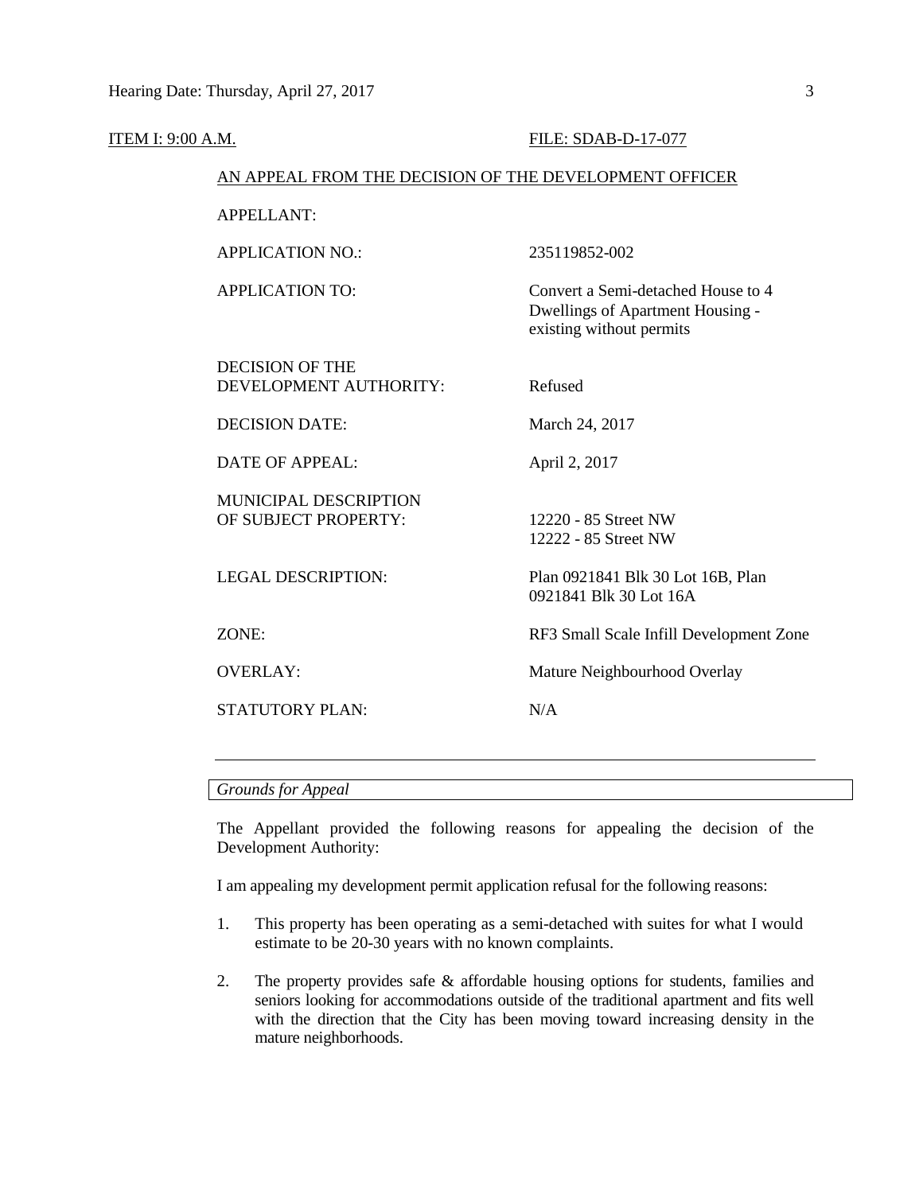ITEM I: 9:00 A.M. FILE: SDAB-D-17-077

AN APPEAL FROM THE DECISION OF THE DEVELOPMENT OFFICER

| | |
|---|---|
| APPELLANT: | |
| APPLICATION NO.: | 235119852-002 |
| APPLICATION TO: | Convert a Semi-detached House to 4 Dwellings of Apartment Housing - existing without permits |
| DECISION OF THE DEVELOPMENT AUTHORITY: | Refused |
| DECISION DATE: | March 24, 2017 |
| DATE OF APPEAL: | April 2, 2017 |
| MUNICIPAL DESCRIPTION OF SUBJECT PROPERTY: | 12220 - 85 Street NW<br>12222 - 85 Street NW |
| LEGAL DESCRIPTION: | Plan 0921841 Blk 30 Lot 16B, Plan 0921841 Blk 30 Lot 16A |
| ZONE: | RF3 Small Scale Infill Development Zone |
| OVERLAY: | Mature Neighbourhood Overlay |
| STATUTORY PLAN: | N/A |

---

*Grounds for Appeal*

The Appellant provided the following reasons for appealing the decision of the Development Authority:

I am appealing my development permit application refusal for the following reasons:

1. This property has been operating as a semi-detached with suites for what I would estimate to be 20-30 years with no known complaints.

2. The property provides safe & affordable housing options for students, families and seniors looking for accommodations outside of the traditional apartment and fits well with the direction that the City has been moving toward increasing density in the mature neighborhoods.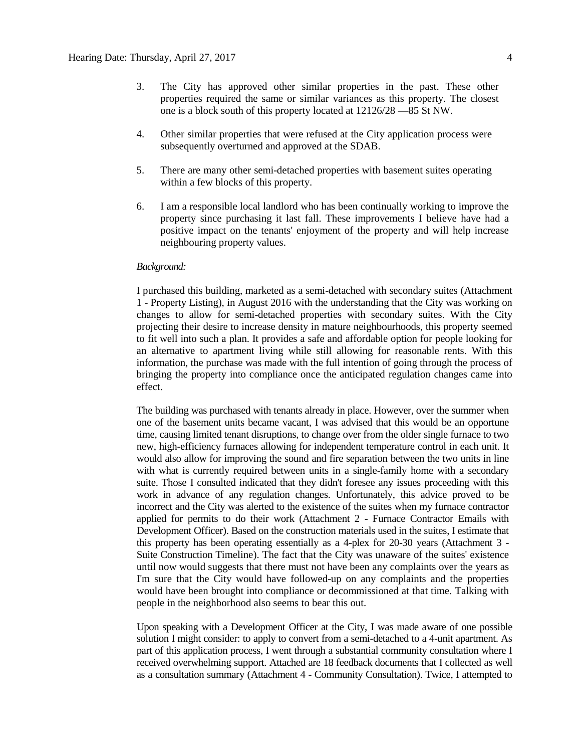3. The City has approved other similar properties in the past. These other properties required the same or similar variances as this property. The closest one is a block south of this property located at 12126/28 —85 St NW.

4. Other similar properties that were refused at the City application process were subsequently overturned and approved at the SDAB.

5. There are many other semi-detached properties with basement suites operating within a few blocks of this property.

6. I am a responsible local landlord who has been continually working to improve the property since purchasing it last fall. These improvements I believe have had a positive impact on the tenants' enjoyment of the property and will help increase neighbouring property values.

*Background:*

I purchased this building, marketed as a semi-detached with secondary suites (Attachment 1 - Property Listing), in August 2016 with the understanding that the City was working on changes to allow for semi-detached properties with secondary suites. With the City projecting their desire to increase density in mature neighbourhoods, this property seemed to fit well into such a plan. It provides a safe and affordable option for people looking for an alternative to apartment living while still allowing for reasonable rents. With this information, the purchase was made with the full intention of going through the process of bringing the property into compliance once the anticipated regulation changes came into effect.

The building was purchased with tenants already in place. However, over the summer when one of the basement units became vacant, I was advised that this would be an opportune time, causing limited tenant disruptions, to change over from the older single furnace to two new, high-efficiency furnaces allowing for independent temperature control in each unit. It would also allow for improving the sound and fire separation between the two units in line with what is currently required between units in a single-family home with a secondary suite. Those I consulted indicated that they didn't foresee any issues proceeding with this work in advance of any regulation changes. Unfortunately, this advice proved to be incorrect and the City was alerted to the existence of the suites when my furnace contractor applied for permits to do their work (Attachment 2 - Furnace Contractor Emails with Development Officer). Based on the construction materials used in the suites, I estimate that this property has been operating essentially as a 4-plex for 20-30 years (Attachment 3 - Suite Construction Timeline). The fact that the City was unaware of the suites' existence until now would suggests that there must not have been any complaints over the years as I'm sure that the City would have followed-up on any complaints and the properties would have been brought into compliance or decommissioned at that time. Talking with people in the neighborhood also seems to bear this out.

Upon speaking with a Development Officer at the City, I was made aware of one possible solution I might consider: to apply to convert from a semi-detached to a 4-unit apartment. As part of this application process, I went through a substantial community consultation where I received overwhelming support. Attached are 18 feedback documents that I collected as well as a consultation summary (Attachment 4 - Community Consultation). Twice, I attempted to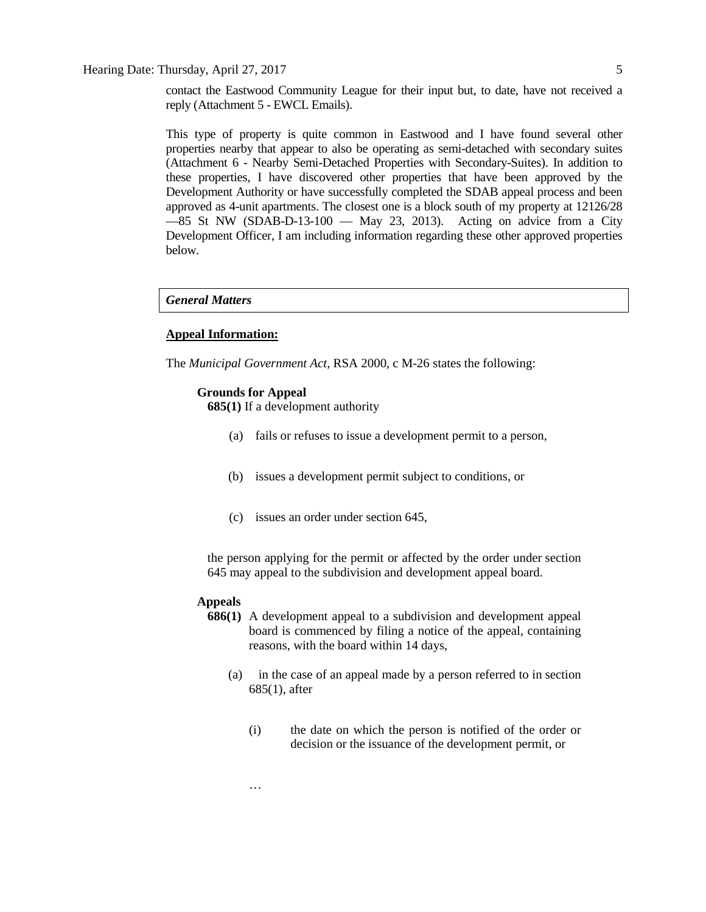contact the Eastwood Community League for their input but, to date, have not received a reply (Attachment 5 - EWCL Emails).

This type of property is quite common in Eastwood and I have found several other properties nearby that appear to also be operating as semi-detached with secondary suites (Attachment 6 - Nearby Semi-Detached Properties with Secondary-Suites). In addition to these properties, I have discovered other properties that have been approved by the Development Authority or have successfully completed the SDAB appeal process and been approved as 4-unit apartments. The closest one is a block south of my property at 12126/28 —85 St NW (SDAB-D-13-100 — May 23, 2013). Acting on advice from a City Development Officer, I am including information regarding these other approved properties below.

***General Matters***

**Appeal Information:**

The *Municipal Government Act*, RSA 2000, c M-26 states the following:

**Grounds for Appeal**

**685(1)** If a development authority

(a) fails or refuses to issue a development permit to a person,

(b) issues a development permit subject to conditions, or

(c) issues an order under section 645,

the person applying for the permit or affected by the order under section 645 may appeal to the subdivision and development appeal board.

**Appeals**

**686(1)** A development appeal to a subdivision and development appeal board is commenced by filing a notice of the appeal, containing reasons, with the board within 14 days,

(a) in the case of an appeal made by a person referred to in section 685(1), after

(i) the date on which the person is notified of the order or decision or the issuance of the development permit, or

…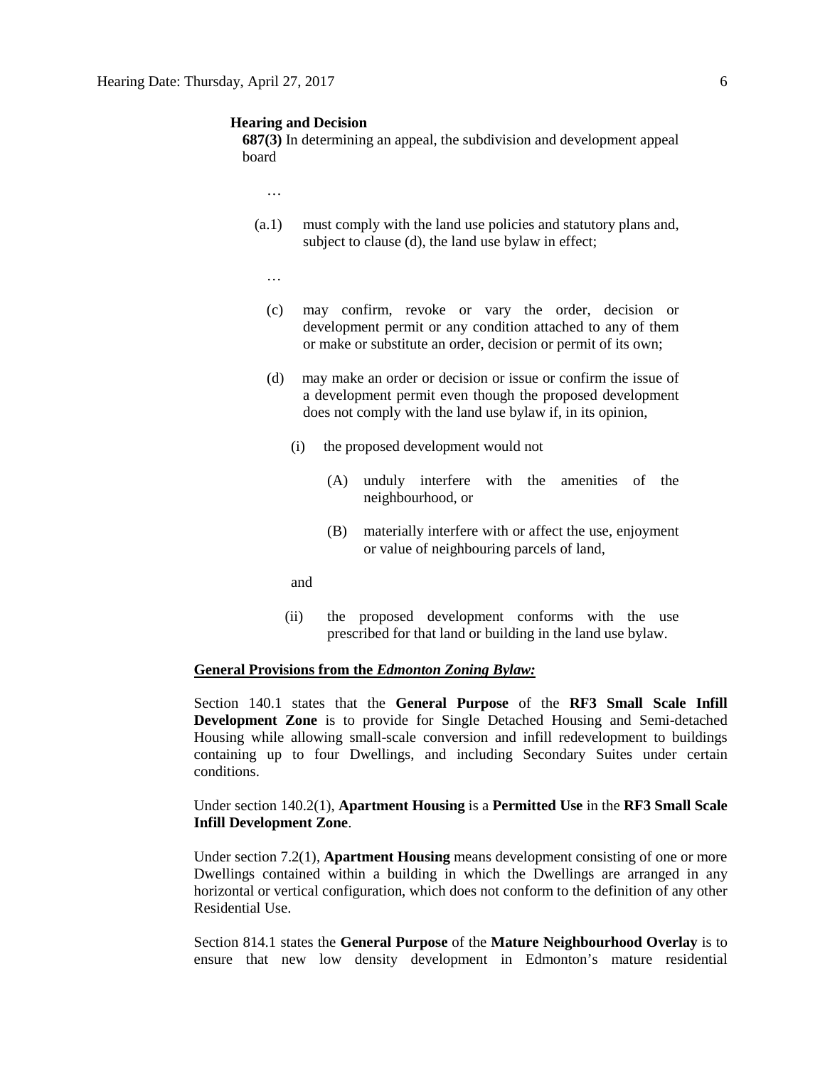**Hearing and Decision**

**687(3)** In determining an appeal, the subdivision and development appeal board

…

(a.1) must comply with the land use policies and statutory plans and, subject to clause (d), the land use bylaw in effect;

…

(c) may confirm, revoke or vary the order, decision or development permit or any condition attached to any of them or make or substitute an order, decision or permit of its own;

(d) may make an order or decision or issue or confirm the issue of a development permit even though the proposed development does not comply with the land use bylaw if, in its opinion,

(i) the proposed development would not

(A) unduly interfere with the amenities of the neighbourhood, or

(B) materially interfere with or affect the use, enjoyment or value of neighbouring parcels of land,

and

(ii) the proposed development conforms with the use prescribed for that land or building in the land use bylaw.

**<u>General Provisions from the *Edmonton Zoning Bylaw:*</u>**

Section 140.1 states that the **General Purpose** of the **RF3 Small Scale Infill Development Zone** is to provide for Single Detached Housing and Semi-detached Housing while allowing small-scale conversion and infill redevelopment to buildings containing up to four Dwellings, and including Secondary Suites under certain conditions.

Under section 140.2(1), **Apartment Housing** is a **Permitted Use** in the **RF3 Small Scale Infill Development Zone**.

Under section 7.2(1), **Apartment Housing** means development consisting of one or more Dwellings contained within a building in which the Dwellings are arranged in any horizontal or vertical configuration, which does not conform to the definition of any other Residential Use.

Section 814.1 states the **General Purpose** of the **Mature Neighbourhood Overlay** is to ensure that new low density development in Edmonton's mature residential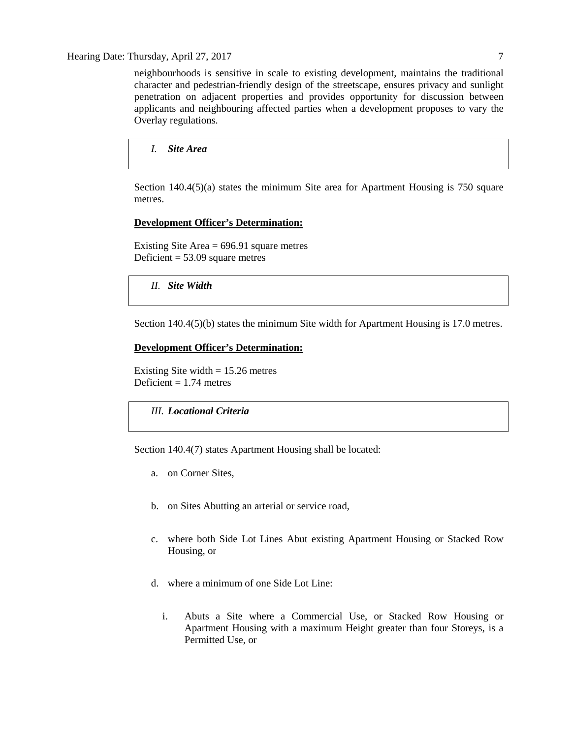neighbourhoods is sensitive in scale to existing development, maintains the traditional character and pedestrian-friendly design of the streetscape, ensures privacy and sunlight penetration on adjacent properties and provides opportunity for discussion between applicants and neighbouring affected parties when a development proposes to vary the Overlay regulations.

### *I. Site Area*

Section 140.4(5)(a) states the minimum Site area for Apartment Housing is 750 square metres.

**Development Officer's Determination:**

Existing Site Area = 696.91 square metres
Deficient = 53.09 square metres

### *II. Site Width*

Section 140.4(5)(b) states the minimum Site width for Apartment Housing is 17.0 metres.

**Development Officer's Determination:**

Existing Site width = 15.26 metres
Deficient = 1.74 metres

### *III. Locational Criteria*

Section 140.4(7) states Apartment Housing shall be located:

a. on Corner Sites,

b. on Sites Abutting an arterial or service road,

c. where both Side Lot Lines Abut existing Apartment Housing or Stacked Row Housing, or

d. where a minimum of one Side Lot Line:

   i. Abuts a Site where a Commercial Use, or Stacked Row Housing or Apartment Housing with a maximum Height greater than four Storeys, is a Permitted Use, or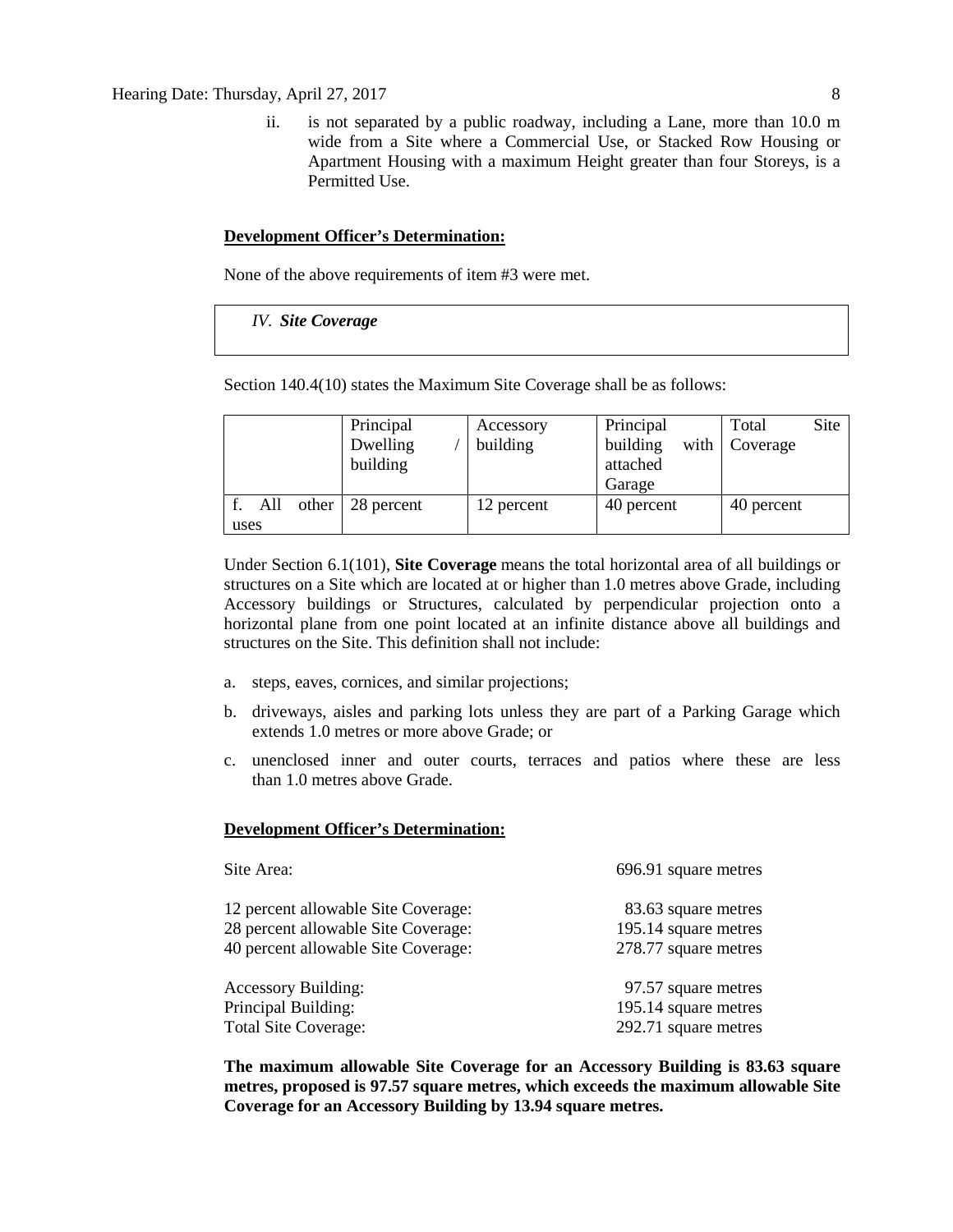ii. is not separated by a public roadway, including a Lane, more than 10.0 m wide from a Site where a Commercial Use, or Stacked Row Housing or Apartment Housing with a maximum Height greater than four Storeys, is a Permitted Use.

**Development Officer's Determination:**

None of the above requirements of item #3 were met.

*IV. **Site Coverage***

Section 140.4(10) states the Maximum Site Coverage shall be as follows:

| | Principal Dwelling / building | Accessory building | Principal building with attached Garage | Total Site Coverage |
|---|---|---|---|---|
| f. All other uses | 28 percent | 12 percent | 40 percent | 40 percent |

Under Section 6.1(101), **Site Coverage** means the total horizontal area of all buildings or structures on a Site which are located at or higher than 1.0 metres above Grade, including Accessory buildings or Structures, calculated by perpendicular projection onto a horizontal plane from one point located at an infinite distance above all buildings and structures on the Site. This definition shall not include:

a. steps, eaves, cornices, and similar projections;

b. driveways, aisles and parking lots unless they are part of a Parking Garage which extends 1.0 metres or more above Grade; or

c. unenclosed inner and outer courts, terraces and patios where these are less than 1.0 metres above Grade.

**Development Officer's Determination:**

| | |
|---|---|
| Site Area: | 696.91 square metres |
| 12 percent allowable Site Coverage: | 83.63 square metres |
| 28 percent allowable Site Coverage: | 195.14 square metres |
| 40 percent allowable Site Coverage: | 278.77 square metres |
| Accessory Building: | 97.57 square metres |
| Principal Building: | 195.14 square metres |
| Total Site Coverage: | 292.71 square metres |

**The maximum allowable Site Coverage for an Accessory Building is 83.63 square metres, proposed is 97.57 square metres, which exceeds the maximum allowable Site Coverage for an Accessory Building by 13.94 square metres.**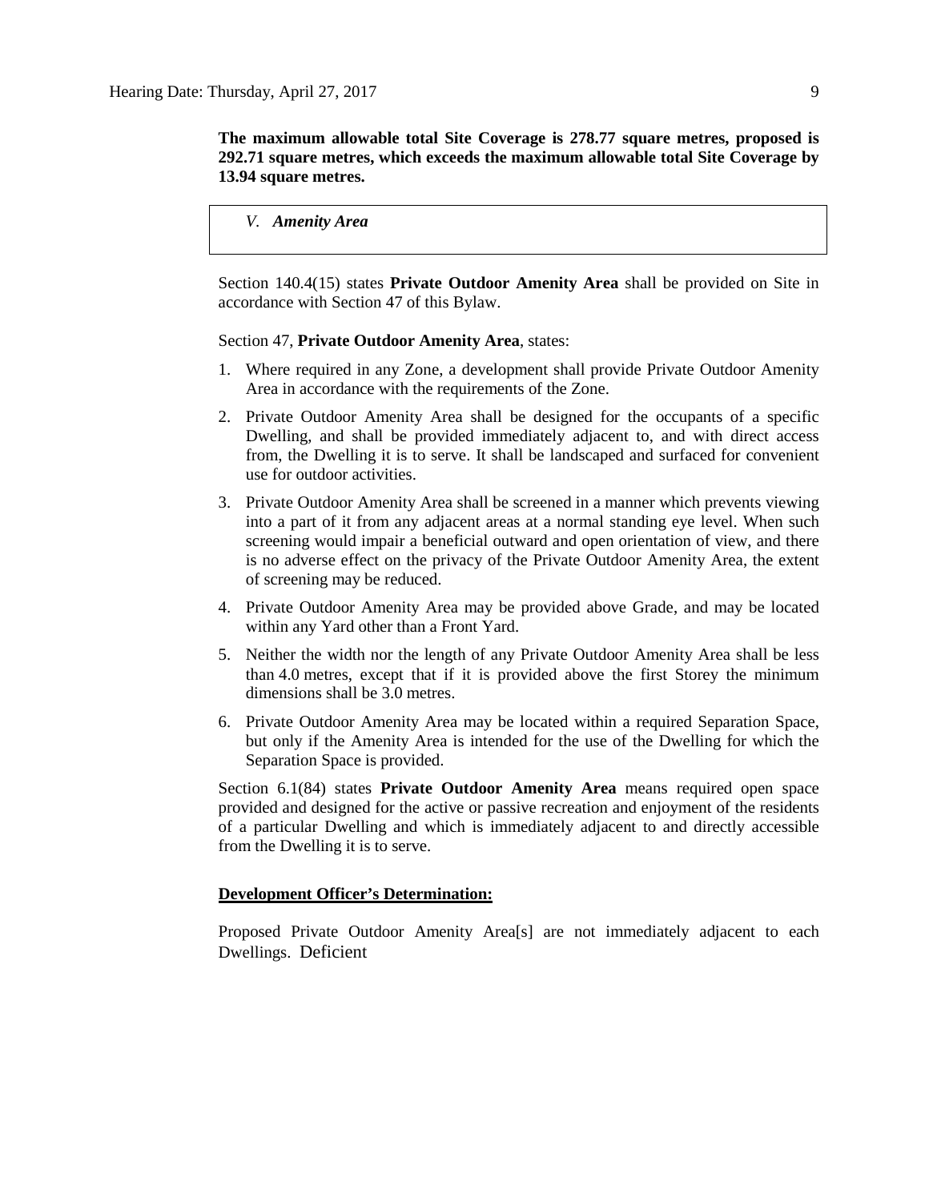**The maximum allowable total Site Coverage is 278.77 square metres, proposed is 292.71 square metres, which exceeds the maximum allowable total Site Coverage by 13.94 square metres.**

### *V. Amenity Area*

Section 140.4(15) states **Private Outdoor Amenity Area** shall be provided on Site in accordance with Section 47 of this Bylaw.

Section 47, **Private Outdoor Amenity Area**, states:

1. Where required in any Zone, a development shall provide Private Outdoor Amenity Area in accordance with the requirements of the Zone.
2. Private Outdoor Amenity Area shall be designed for the occupants of a specific Dwelling, and shall be provided immediately adjacent to, and with direct access from, the Dwelling it is to serve. It shall be landscaped and surfaced for convenient use for outdoor activities.
3. Private Outdoor Amenity Area shall be screened in a manner which prevents viewing into a part of it from any adjacent areas at a normal standing eye level. When such screening would impair a beneficial outward and open orientation of view, and there is no adverse effect on the privacy of the Private Outdoor Amenity Area, the extent of screening may be reduced.
4. Private Outdoor Amenity Area may be provided above Grade, and may be located within any Yard other than a Front Yard.
5. Neither the width nor the length of any Private Outdoor Amenity Area shall be less than 4.0 metres, except that if it is provided above the first Storey the minimum dimensions shall be 3.0 metres.
6. Private Outdoor Amenity Area may be located within a required Separation Space, but only if the Amenity Area is intended for the use of the Dwelling for which the Separation Space is provided.

Section 6.1(84) states **Private Outdoor Amenity Area** means required open space provided and designed for the active or passive recreation and enjoyment of the residents of a particular Dwelling and which is immediately adjacent to and directly accessible from the Dwelling it is to serve.

**Development Officer's Determination:**

Proposed Private Outdoor Amenity Area[s] are not immediately adjacent to each Dwellings. Deficient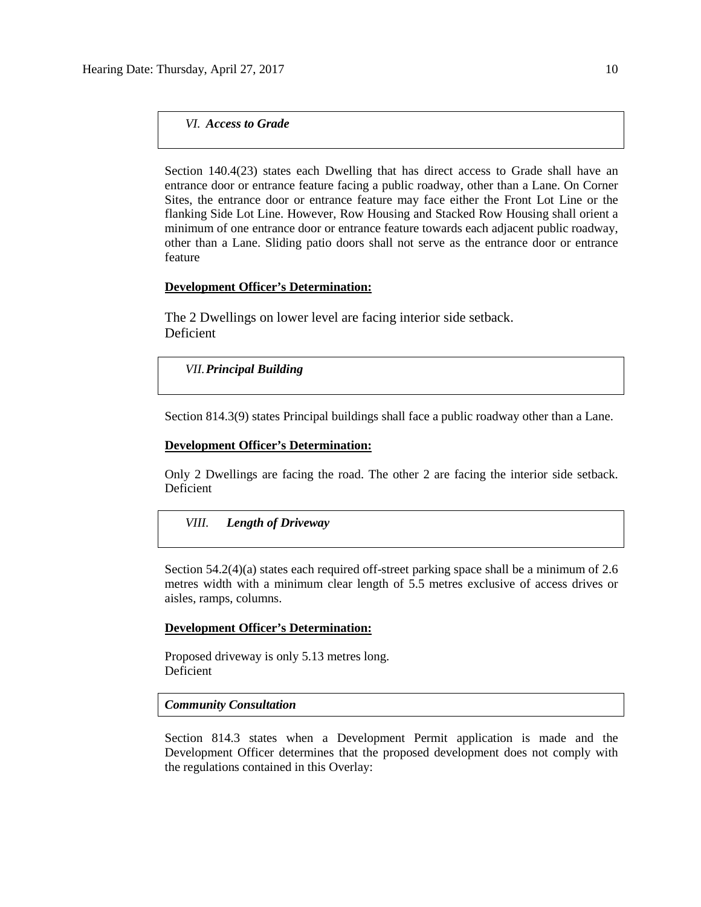### *VI. Access to Grade*

Section 140.4(23) states each Dwelling that has direct access to Grade shall have an entrance door or entrance feature facing a public roadway, other than a Lane. On Corner Sites, the entrance door or entrance feature may face either the Front Lot Line or the flanking Side Lot Line. However, Row Housing and Stacked Row Housing shall orient a minimum of one entrance door or entrance feature towards each adjacent public roadway, other than a Lane. Sliding patio doors shall not serve as the entrance door or entrance feature

**Development Officer's Determination:**

The 2 Dwellings on lower level are facing interior side setback.
Deficient

### *VII. Principal Building*

Section 814.3(9) states Principal buildings shall face a public roadway other than a Lane.

**Development Officer's Determination:**

Only 2 Dwellings are facing the road. The other 2 are facing the interior side setback. Deficient

### *VIII. Length of Driveway*

Section 54.2(4)(a) states each required off-street parking space shall be a minimum of 2.6 metres width with a minimum clear length of 5.5 metres exclusive of access drives or aisles, ramps, columns.

**Development Officer's Determination:**

Proposed driveway is only 5.13 metres long.
Deficient

### *Community Consultation*

Section 814.3 states when a Development Permit application is made and the Development Officer determines that the proposed development does not comply with the regulations contained in this Overlay: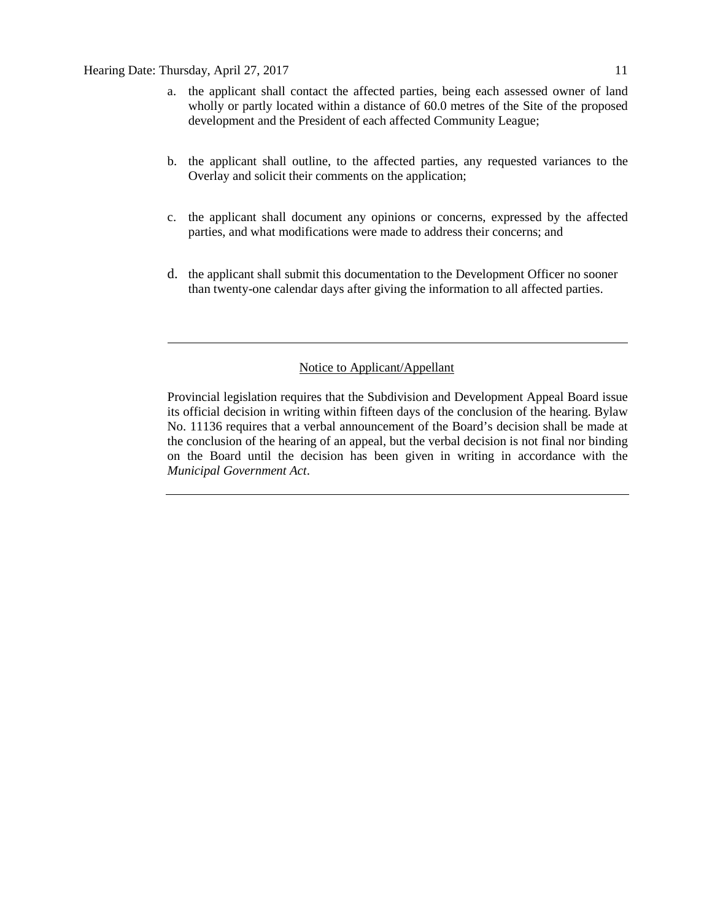a. the applicant shall contact the affected parties, being each assessed owner of land wholly or partly located within a distance of 60.0 metres of the Site of the proposed development and the President of each affected Community League;

b. the applicant shall outline, to the affected parties, any requested variances to the Overlay and solicit their comments on the application;

c. the applicant shall document any opinions or concerns, expressed by the affected parties, and what modifications were made to address their concerns; and

d. the applicant shall submit this documentation to the Development Officer no sooner than twenty-one calendar days after giving the information to all affected parties.

---

Notice to Applicant/Appellant

Provincial legislation requires that the Subdivision and Development Appeal Board issue its official decision in writing within fifteen days of the conclusion of the hearing. Bylaw No. 11136 requires that a verbal announcement of the Board's decision shall be made at the conclusion of the hearing of an appeal, but the verbal decision is not final nor binding on the Board until the decision has been given in writing in accordance with the *Municipal Government Act*.

---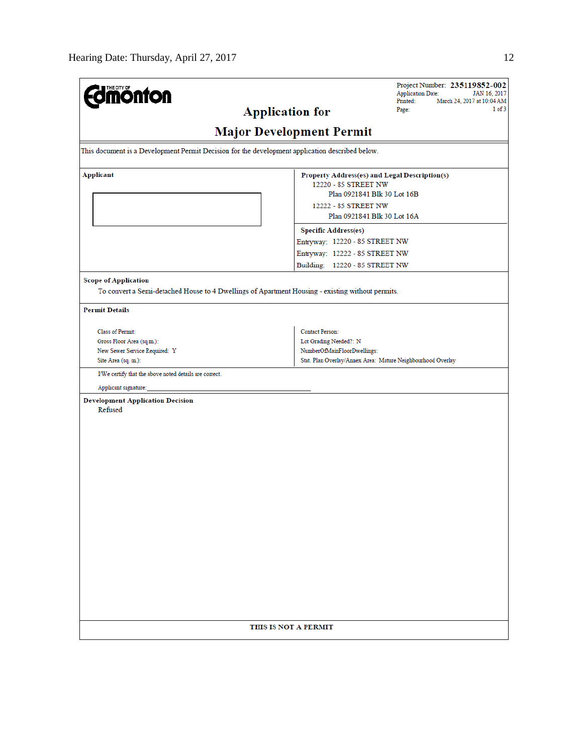Hearing Date: Thursday, April 27, 2017

THE CITY OF Edmonton

Project Number: **235119852-002**
Application Date: JAN 16, 2017
Printed: March 24, 2017 at 10:04 AM
Page: 1 of 3

# Application for

# Major Development Permit

This document is a Development Permit Decision for the development application described below.

| Applicant | Property Address(es) and Legal Description(s) |
|---|---|
| | 12220 - 85 STREET NW<br>Plan 0921841 Blk 30 Lot 16B<br>12222 - 85 STREET NW<br>Plan 0921841 Blk 30 Lot 16A |
| | **Specific Address(es)**<br>Entryway: 12220 - 85 STREET NW<br>Entryway: 12222 - 85 STREET NW<br>Building: 12220 - 85 STREET NW |

**Scope of Application**

To convert a Semi-detached House to 4 Dwellings of Apartment Housing - existing without permits.

**Permit Details**

| | |
|---|---|
| Class of Permit: | Contact Person: |
| Gross Floor Area (sq.m.): | Lot Grading Needed?: N |
| New Sewer Service Required: Y | NumberOfMainFloorDwellings: |
| Site Area (sq. m.): | Stat. Plan Overlay/Annex Area: Mature Neighbourhood Overlay |

I/We certify that the above noted details are correct.

Applicant signature:______________________________

**Development Application Decision**

Refused

**THIS IS NOT A PERMIT**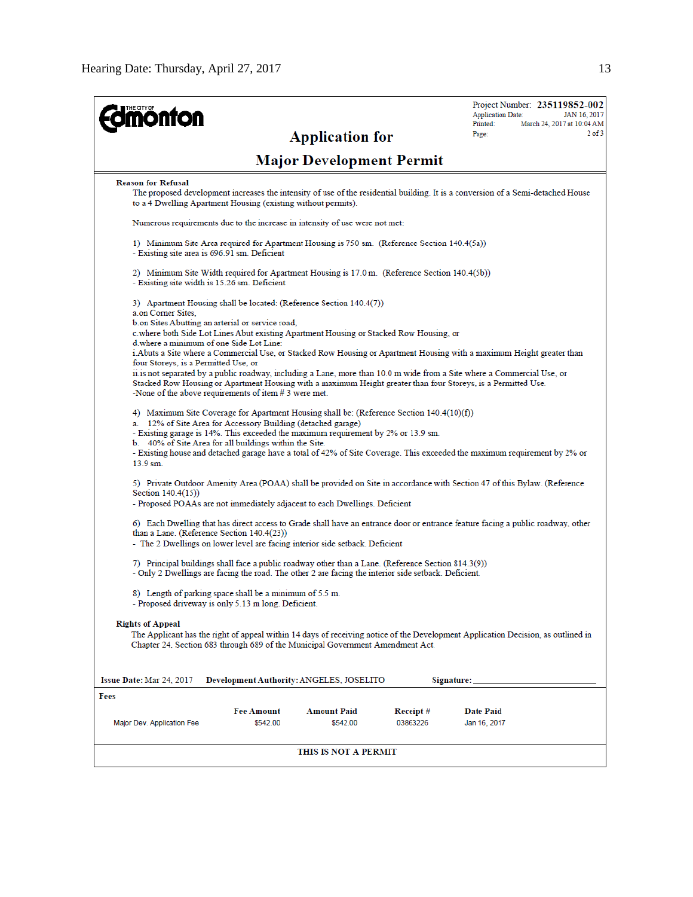**THE CITY OF Edmonton**

Project Number: **235119852-002**
Application Date: JAN 16, 2017
Printed: March 24, 2017 at 10:04 AM
Page: 2 of 3

# Application for

# Major Development Permit

**Reason for Refusal**

The proposed development increases the intensity of use of the residential building. It is a conversion of a Semi-detached House to a 4 Dwelling Apartment Housing (existing without permits).

Numerous requirements due to the increase in intensity of use were not met:

1) Minimum Site Area required for Apartment Housing is 750 sm. (Reference Section 140.4(5a))
- Existing site area is 696.91 sm. Deficient

2) Minimum Site Width required for Apartment Housing is 17.0 m. (Reference Section 140.4(5b))
- Existing site width is 15.26 sm. Deficient

3) Apartment Housing shall be located: (Reference Section 140.4(7))
a.on Corner Sites,
b.on Sites Abutting an arterial or service road,
c.where both Side Lot Lines Abut existing Apartment Housing or Stacked Row Housing, or
d.where a minimum of one Side Lot Line:
i.Abuts a Site where a Commercial Use, or Stacked Row Housing or Apartment Housing with a maximum Height greater than four Storeys, is a Permitted Use, or
ii.is not separated by a public roadway, including a Lane, more than 10.0 m wide from a Site where a Commercial Use, or Stacked Row Housing or Apartment Housing with a maximum Height greater than four Storeys, is a Permitted Use.
-None of the above requirements of item # 3 were met.

4) Maximum Site Coverage for Apartment Housing shall be: (Reference Section 140.4(10)(f))
a. 12% of Site Area for Accessory Building (detached garage)
- Existing garage is 14%. This exceeded the maximum requirement by 2% or 13.9 sm.
b. 40% of Site Area for all buildings within the Site
- Existing house and detached garage have a total of 42% of Site Coverage. This exceeded the maximum requirement by 2% or 13.9 sm.

5) Private Outdoor Amenity Area (POAA) shall be provided on Site in accordance with Section 47 of this Bylaw. (Reference Section 140.4(15))
- Proposed POAAs are not immediately adjacent to each Dwellings. Deficient

6) Each Dwelling that has direct access to Grade shall have an entrance door or entrance feature facing a public roadway, other than a Lane. (Reference Section 140.4(23))
- The 2 Dwellings on lower level are facing interior side setback. Deficient

7) Principal buildings shall face a public roadway other than a Lane. (Reference Section 814.3(9))
- Only 2 Dwellings are facing the road. The other 2 are facing the interior side setback. Deficient.

8) Length of parking space shall be a minimum of 5.5 m.
- Proposed driveway is only 5.13 m long. Deficient.

**Rights of Appeal**

The Applicant has the right of appeal within 14 days of receiving notice of the Development Application Decision, as outlined in Chapter 24, Section 683 through 689 of the Municipal Government Amendment Act.

**Issue Date:** Mar 24, 2017 **Development Authority:** ANGELES, JOSELITO **Signature:** ____________________

**Fees**

| | Fee Amount | Amount Paid | Receipt # | Date Paid |
|---|---|---|---|---|
| Major Dev. Application Fee | $542.00 | $542.00 | 03863226 | Jan 16, 2017 |

**THIS IS NOT A PERMIT**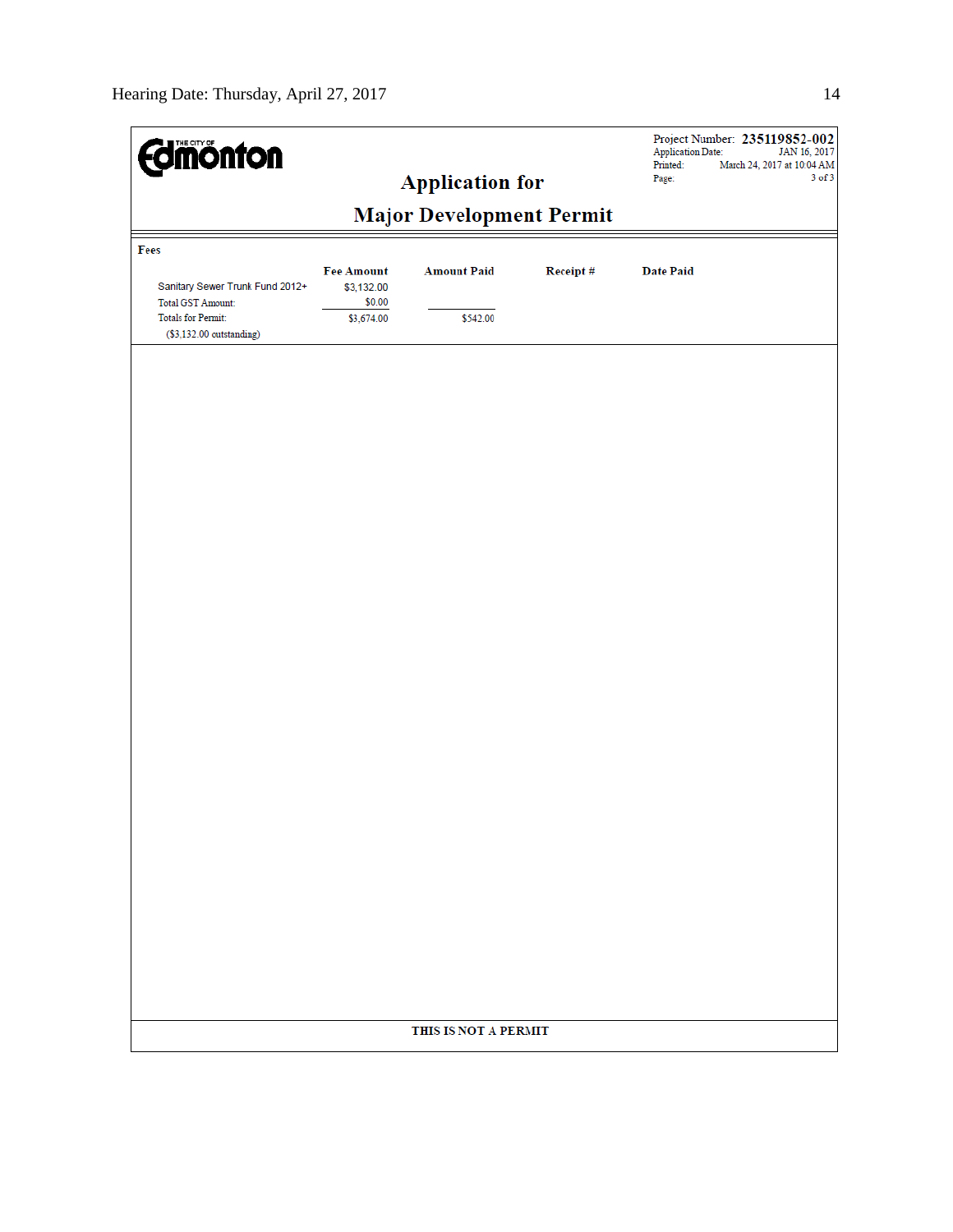The City of Edmonton

Project Number: **235119852-002**
Application Date: JAN 16, 2017
Printed: March 24, 2017 at 10:04 AM
Page: 3 of 3

## Application for
## Major Development Permit

**Fees**

| | Fee Amount | Amount Paid | Receipt # | Date Paid |
|---|---|---|---|---|
| Sanitary Sewer Trunk Fund 2012+ | $3,132.00 | | | |
| Total GST Amount: | $0.00 | | | |
| Totals for Permit: | $3,674.00 | $542.00 | | |
| ($3,132.00 outstanding) | | | | |

**THIS IS NOT A PERMIT**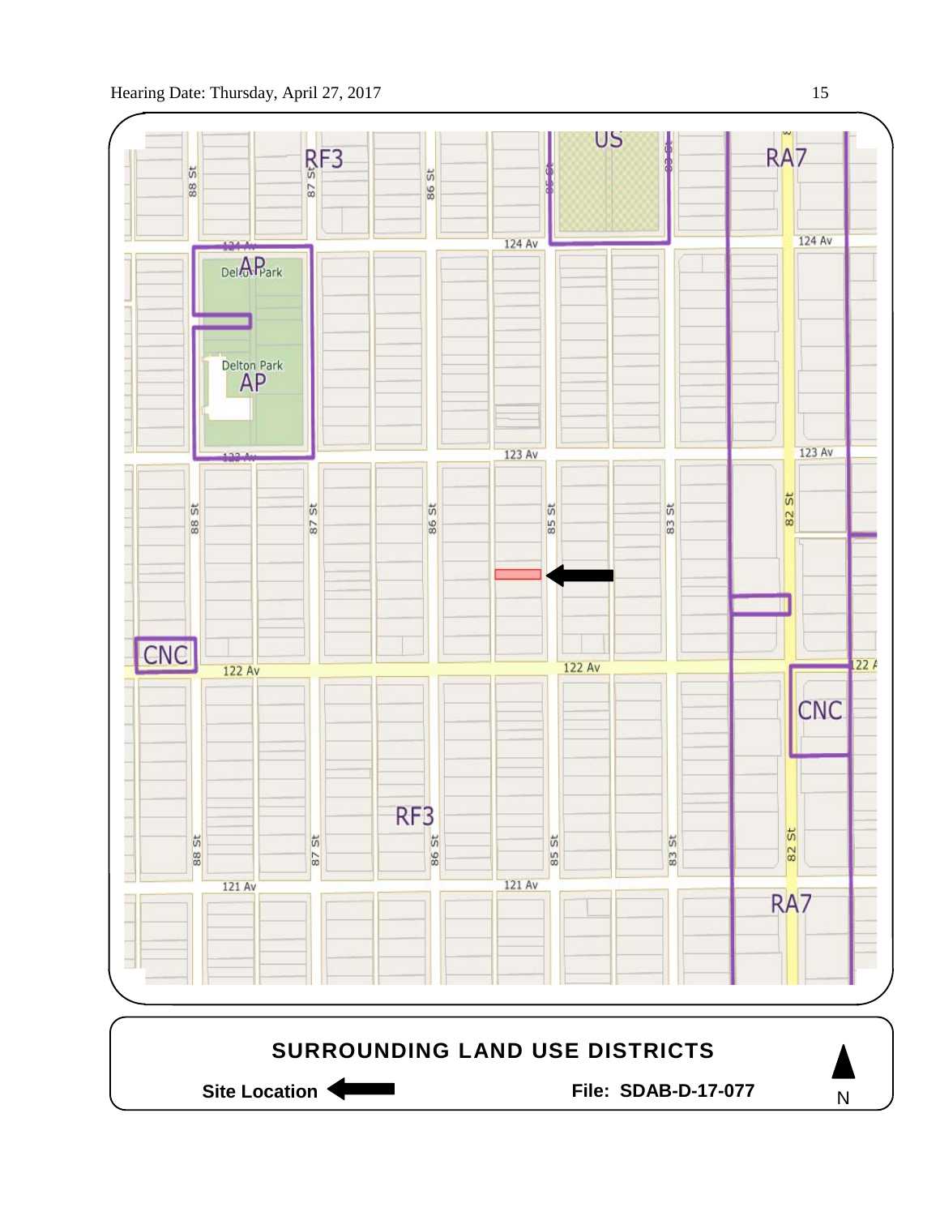RF3

US

RA7

AP

Delton Park

Delton Park

AP

124 Av

124 Av

124 Av

123 Av

123 Av

123 Av

88 St

87 St

86 St

85 St

83 St

82 St

CNC

122 Av

122 Av

122 Av

CNC

RF3

121 Av

121 Av

RA7

**SURROUNDING LAND USE DISTRICTS**

**Site Location**

**File: SDAB-D-17-077**

N